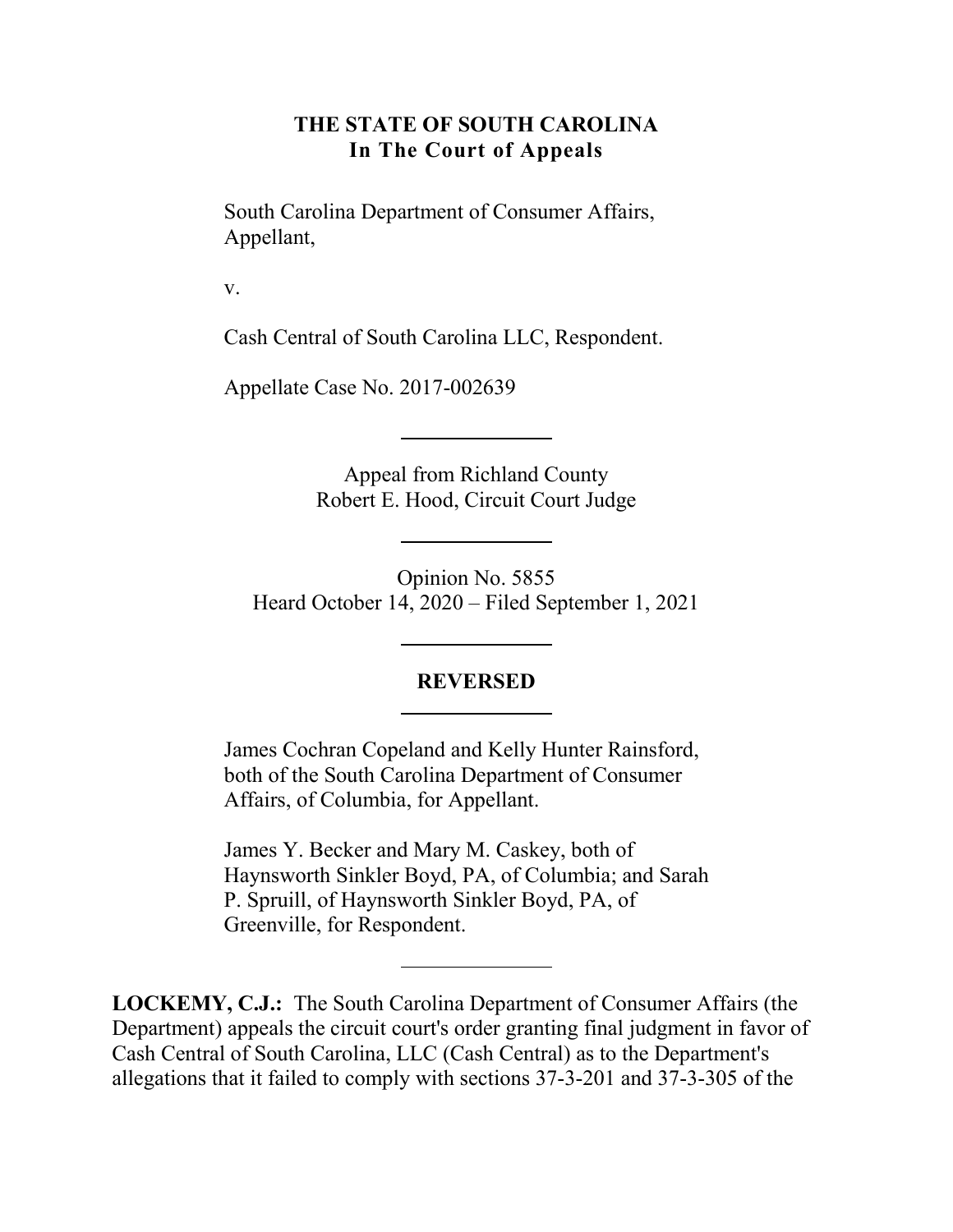**THE STATE OF SOUTH CAROLINA**
**In The Court of Appeals**

South Carolina Department of Consumer Affairs, Appellant,

v.

Cash Central of South Carolina LLC, Respondent.

Appellate Case No. 2017-002639

---

Appeal from Richland County
Robert E. Hood, Circuit Court Judge

---

Opinion No. 5855
Heard October 14, 2020 – Filed September 1, 2021

---

**REVERSED**

---

James Cochran Copeland and Kelly Hunter Rainsford, both of the South Carolina Department of Consumer Affairs, of Columbia, for Appellant.

James Y. Becker and Mary M. Caskey, both of Haynsworth Sinkler Boyd, PA, of Columbia; and Sarah P. Spruill, of Haynsworth Sinkler Boyd, PA, of Greenville, for Respondent.

---

**LOCKEMY, C.J.:** The South Carolina Department of Consumer Affairs (the Department) appeals the circuit court's order granting final judgment in favor of Cash Central of South Carolina, LLC (Cash Central) as to the Department's allegations that it failed to comply with sections 37-3-201 and 37-3-305 of the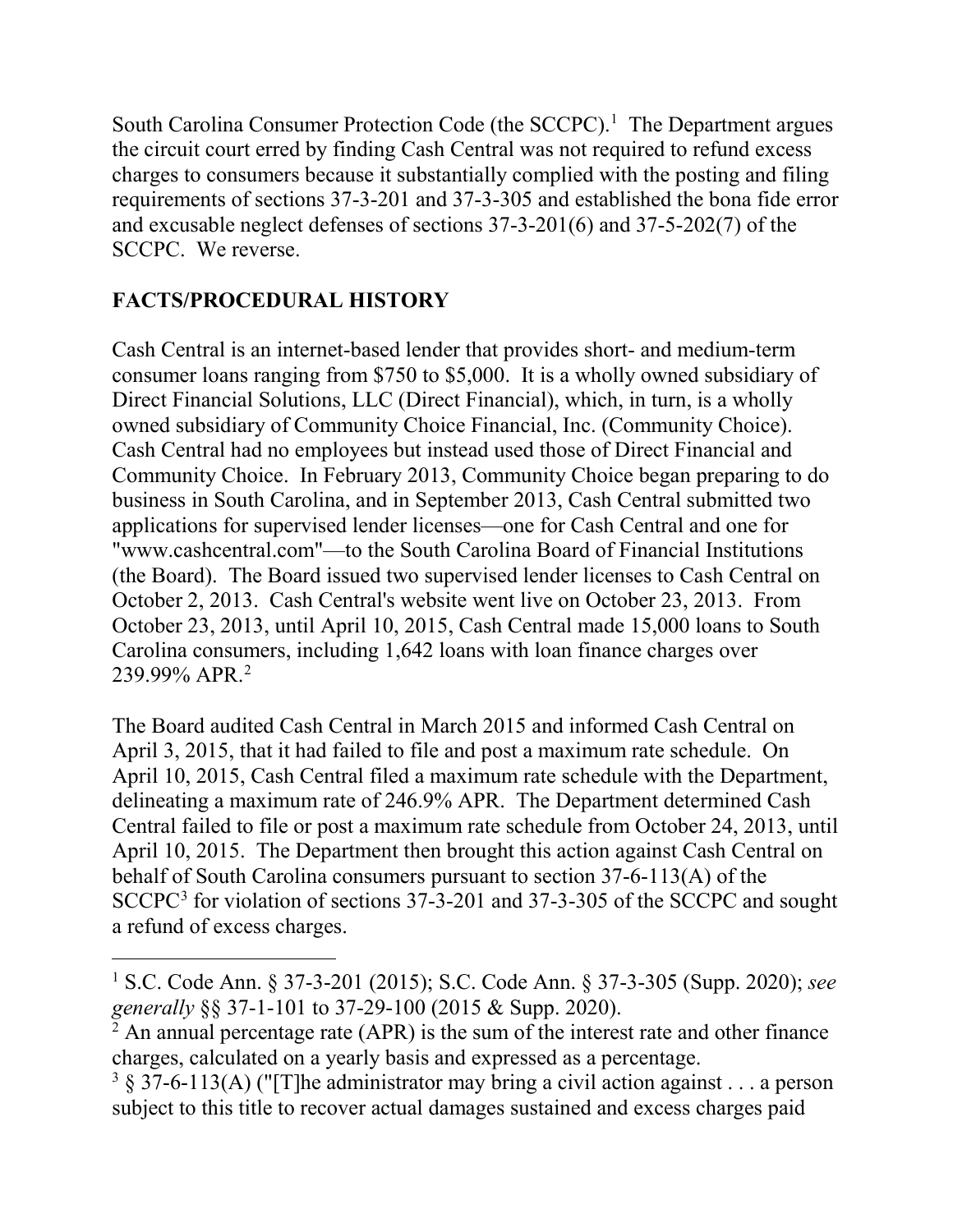South Carolina Consumer Protection Code (the SCCPC).[1] The Department argues the circuit court erred by finding Cash Central was not required to refund excess charges to consumers because it substantially complied with the posting and filing requirements of sections 37-3-201 and 37-3-305 and established the bona fide error and excusable neglect defenses of sections 37-3-201(6) and 37-5-202(7) of the SCCPC. We reverse.

## FACTS/PROCEDURAL HISTORY

Cash Central is an internet-based lender that provides short- and medium-term consumer loans ranging from $750 to $5,000. It is a wholly owned subsidiary of Direct Financial Solutions, LLC (Direct Financial), which, in turn, is a wholly owned subsidiary of Community Choice Financial, Inc. (Community Choice). Cash Central had no employees but instead used those of Direct Financial and Community Choice. In February 2013, Community Choice began preparing to do business in South Carolina, and in September 2013, Cash Central submitted two applications for supervised lender licenses—one for Cash Central and one for "www.cashcentral.com"—to the South Carolina Board of Financial Institutions (the Board). The Board issued two supervised lender licenses to Cash Central on October 2, 2013. Cash Central's website went live on October 23, 2013. From October 23, 2013, until April 10, 2015, Cash Central made 15,000 loans to South Carolina consumers, including 1,642 loans with loan finance charges over 239.99% APR.[2]

The Board audited Cash Central in March 2015 and informed Cash Central on April 3, 2015, that it had failed to file and post a maximum rate schedule. On April 10, 2015, Cash Central filed a maximum rate schedule with the Department, delineating a maximum rate of 246.9% APR. The Department determined Cash Central failed to file or post a maximum rate schedule from October 24, 2013, until April 10, 2015. The Department then brought this action against Cash Central on behalf of South Carolina consumers pursuant to section 37-6-113(A) of the SCCPC[3] for violation of sections 37-3-201 and 37-3-305 of the SCCPC and sought a refund of excess charges.

---

[1] S.C. Code Ann. § 37-3-201 (2015); S.C. Code Ann. § 37-3-305 (Supp. 2020); *see generally* §§ 37-1-101 to 37-29-100 (2015 & Supp. 2020).

[2] An annual percentage rate (APR) is the sum of the interest rate and other finance charges, calculated on a yearly basis and expressed as a percentage.

[3] § 37-6-113(A) ("[T]he administrator may bring a civil action against . . . a person subject to this title to recover actual damages sustained and excess charges paid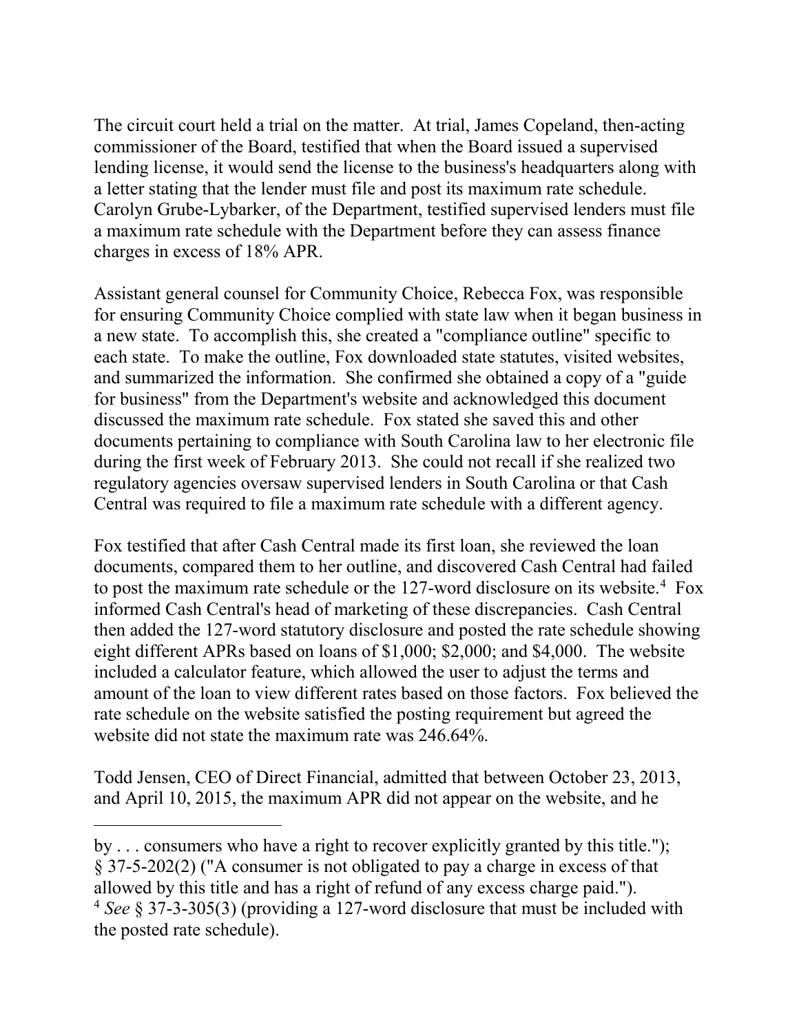The circuit court held a trial on the matter. At trial, James Copeland, then-acting commissioner of the Board, testified that when the Board issued a supervised lending license, it would send the license to the business's headquarters along with a letter stating that the lender must file and post its maximum rate schedule. Carolyn Grube-Lybarker, of the Department, testified supervised lenders must file a maximum rate schedule with the Department before they can assess finance charges in excess of 18% APR.

Assistant general counsel for Community Choice, Rebecca Fox, was responsible for ensuring Community Choice complied with state law when it began business in a new state. To accomplish this, she created a "compliance outline" specific to each state. To make the outline, Fox downloaded state statutes, visited websites, and summarized the information. She confirmed she obtained a copy of a "guide for business" from the Department's website and acknowledged this document discussed the maximum rate schedule. Fox stated she saved this and other documents pertaining to compliance with South Carolina law to her electronic file during the first week of February 2013. She could not recall if she realized two regulatory agencies oversaw supervised lenders in South Carolina or that Cash Central was required to file a maximum rate schedule with a different agency.

Fox testified that after Cash Central made its first loan, she reviewed the loan documents, compared them to her outline, and discovered Cash Central had failed to post the maximum rate schedule or the 127-word disclosure on its website.[4] Fox informed Cash Central's head of marketing of these discrepancies. Cash Central then added the 127-word statutory disclosure and posted the rate schedule showing eight different APRs based on loans of $1,000; $2,000; and $4,000. The website included a calculator feature, which allowed the user to adjust the terms and amount of the loan to view different rates based on those factors. Fox believed the rate schedule on the website satisfied the posting requirement but agreed the website did not state the maximum rate was 246.64%.

Todd Jensen, CEO of Direct Financial, admitted that between October 23, 2013, and April 10, 2015, the maximum APR did not appear on the website, and he

---

by . . . consumers who have a right to recover explicitly granted by this title."); § 37-5-202(2) ("A consumer is not obligated to pay a charge in excess of that allowed by this title and has a right of refund of any excess charge paid.").

[4] *See* § 37-3-305(3) (providing a 127-word disclosure that must be included with the posted rate schedule).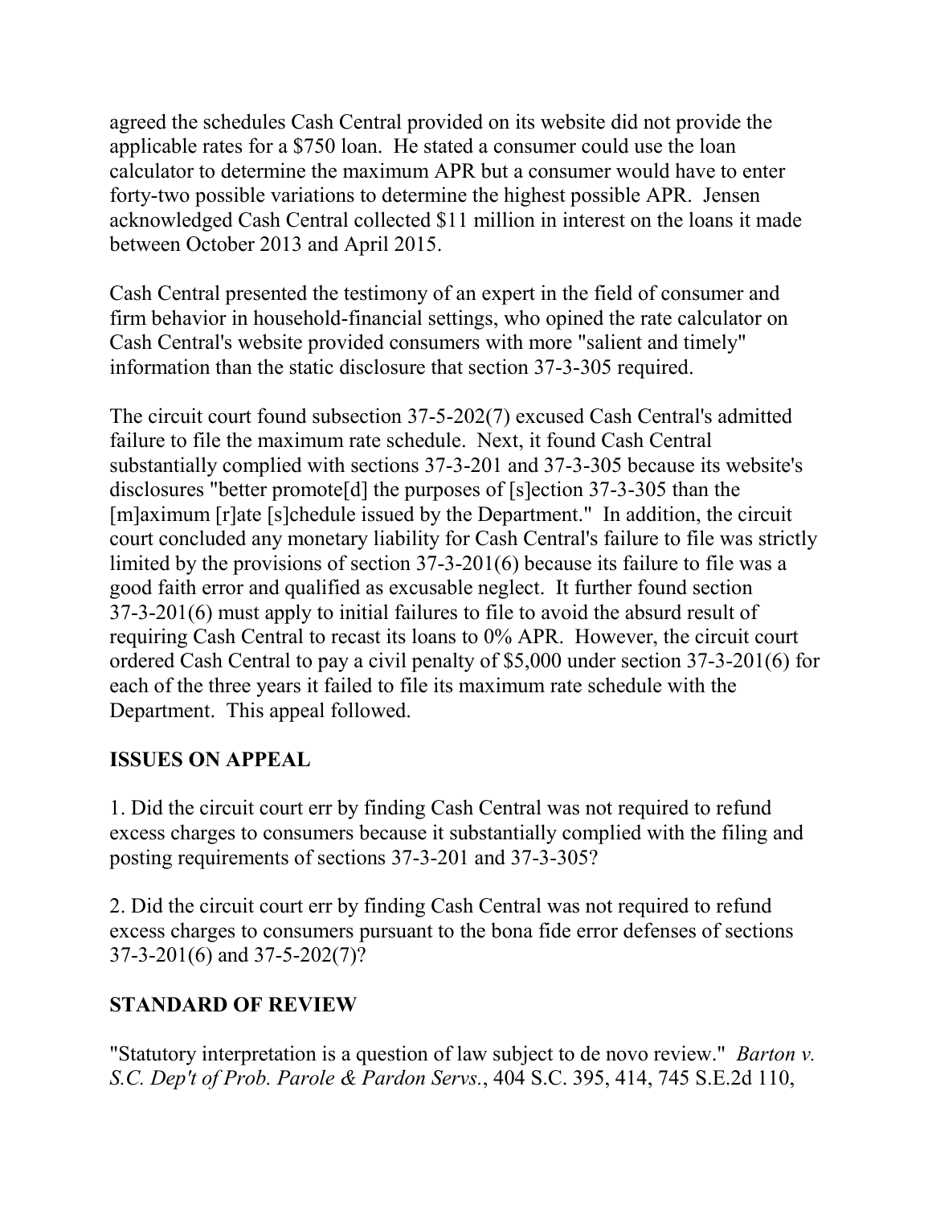agreed the schedules Cash Central provided on its website did not provide the applicable rates for a $750 loan. He stated a consumer could use the loan calculator to determine the maximum APR but a consumer would have to enter forty-two possible variations to determine the highest possible APR. Jensen acknowledged Cash Central collected $11 million in interest on the loans it made between October 2013 and April 2015.

Cash Central presented the testimony of an expert in the field of consumer and firm behavior in household-financial settings, who opined the rate calculator on Cash Central's website provided consumers with more "salient and timely" information than the static disclosure that section 37-3-305 required.

The circuit court found subsection 37-5-202(7) excused Cash Central's admitted failure to file the maximum rate schedule. Next, it found Cash Central substantially complied with sections 37-3-201 and 37-3-305 because its website's disclosures "better promote[d] the purposes of [s]ection 37-3-305 than the [m]aximum [r]ate [s]chedule issued by the Department." In addition, the circuit court concluded any monetary liability for Cash Central's failure to file was strictly limited by the provisions of section 37-3-201(6) because its failure to file was a good faith error and qualified as excusable neglect. It further found section 37-3-201(6) must apply to initial failures to file to avoid the absurd result of requiring Cash Central to recast its loans to 0% APR. However, the circuit court ordered Cash Central to pay a civil penalty of $5,000 under section 37-3-201(6) for each of the three years it failed to file its maximum rate schedule with the Department. This appeal followed.

## ISSUES ON APPEAL

1. Did the circuit court err by finding Cash Central was not required to refund excess charges to consumers because it substantially complied with the filing and posting requirements of sections 37-3-201 and 37-3-305?

2. Did the circuit court err by finding Cash Central was not required to refund excess charges to consumers pursuant to the bona fide error defenses of sections 37-3-201(6) and 37-5-202(7)?

## STANDARD OF REVIEW

"Statutory interpretation is a question of law subject to de novo review." *Barton v. S.C. Dep't of Prob. Parole & Pardon Servs.*, 404 S.C. 395, 414, 745 S.E.2d 110,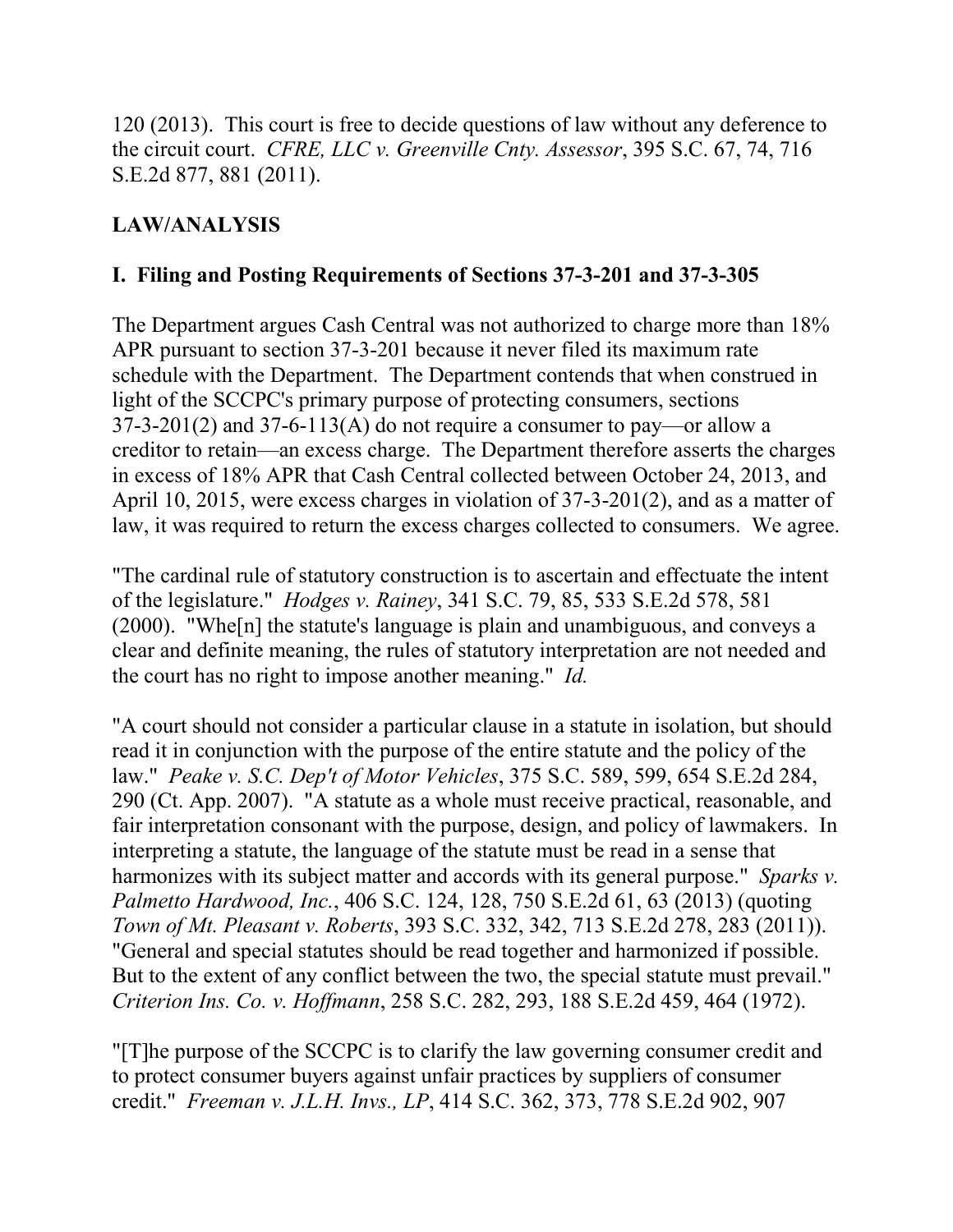120 (2013). This court is free to decide questions of law without any deference to the circuit court. *CFRE, LLC v. Greenville Cnty. Assessor*, 395 S.C. 67, 74, 716 S.E.2d 877, 881 (2011).

## LAW/ANALYSIS

### I. Filing and Posting Requirements of Sections 37-3-201 and 37-3-305

The Department argues Cash Central was not authorized to charge more than 18% APR pursuant to section 37-3-201 because it never filed its maximum rate schedule with the Department. The Department contends that when construed in light of the SCCPC's primary purpose of protecting consumers, sections 37-3-201(2) and 37-6-113(A) do not require a consumer to pay—or allow a creditor to retain—an excess charge. The Department therefore asserts the charges in excess of 18% APR that Cash Central collected between October 24, 2013, and April 10, 2015, were excess charges in violation of 37-3-201(2), and as a matter of law, it was required to return the excess charges collected to consumers. We agree.

"The cardinal rule of statutory construction is to ascertain and effectuate the intent of the legislature." *Hodges v. Rainey*, 341 S.C. 79, 85, 533 S.E.2d 578, 581 (2000). "Whe[n] the statute's language is plain and unambiguous, and conveys a clear and definite meaning, the rules of statutory interpretation are not needed and the court has no right to impose another meaning." *Id.*

"A court should not consider a particular clause in a statute in isolation, but should read it in conjunction with the purpose of the entire statute and the policy of the law." *Peake v. S.C. Dep't of Motor Vehicles*, 375 S.C. 589, 599, 654 S.E.2d 284, 290 (Ct. App. 2007). "A statute as a whole must receive practical, reasonable, and fair interpretation consonant with the purpose, design, and policy of lawmakers. In interpreting a statute, the language of the statute must be read in a sense that harmonizes with its subject matter and accords with its general purpose." *Sparks v. Palmetto Hardwood, Inc.*, 406 S.C. 124, 128, 750 S.E.2d 61, 63 (2013) (quoting *Town of Mt. Pleasant v. Roberts*, 393 S.C. 332, 342, 713 S.E.2d 278, 283 (2011)). "General and special statutes should be read together and harmonized if possible. But to the extent of any conflict between the two, the special statute must prevail." *Criterion Ins. Co. v. Hoffmann*, 258 S.C. 282, 293, 188 S.E.2d 459, 464 (1972).

"[T]he purpose of the SCCPC is to clarify the law governing consumer credit and to protect consumer buyers against unfair practices by suppliers of consumer credit." *Freeman v. J.L.H. Invs., LP*, 414 S.C. 362, 373, 778 S.E.2d 902, 907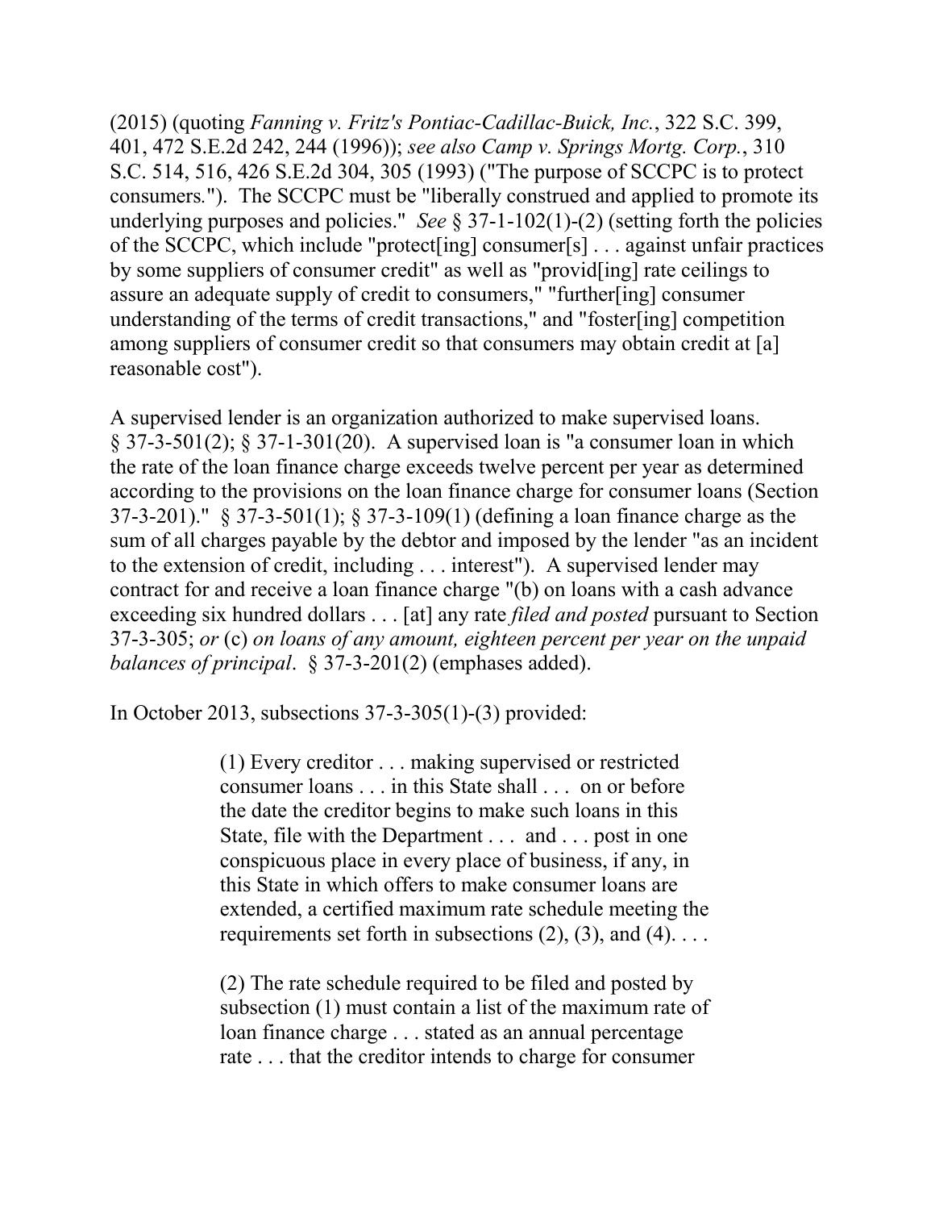(2015) (quoting *Fanning v. Fritz's Pontiac-Cadillac-Buick, Inc.*, 322 S.C. 399, 401, 472 S.E.2d 242, 244 (1996)); *see also Camp v. Springs Mortg. Corp.*, 310 S.C. 514, 516, 426 S.E.2d 304, 305 (1993) ("The purpose of SCCPC is to protect consumers."). The SCCPC must be "liberally construed and applied to promote its underlying purposes and policies." *See* § 37-1-102(1)-(2) (setting forth the policies of the SCCPC, which include "protect[ing] consumer[s] . . . against unfair practices by some suppliers of consumer credit" as well as "provid[ing] rate ceilings to assure an adequate supply of credit to consumers," "further[ing] consumer understanding of the terms of credit transactions," and "foster[ing] competition among suppliers of consumer credit so that consumers may obtain credit at [a] reasonable cost").

A supervised lender is an organization authorized to make supervised loans. § 37-3-501(2); § 37-1-301(20). A supervised loan is "a consumer loan in which the rate of the loan finance charge exceeds twelve percent per year as determined according to the provisions on the loan finance charge for consumer loans (Section 37-3-201)." § 37-3-501(1); § 37-3-109(1) (defining a loan finance charge as the sum of all charges payable by the debtor and imposed by the lender "as an incident to the extension of credit, including . . . interest"). A supervised lender may contract for and receive a loan finance charge "(b) on loans with a cash advance exceeding six hundred dollars . . . [at] any rate *filed and posted* pursuant to Section 37-3-305; *or* (c) *on loans of any amount, eighteen percent per year on the unpaid balances of principal*. § 37-3-201(2) (emphases added).

In October 2013, subsections 37-3-305(1)-(3) provided:

> (1) Every creditor . . . making supervised or restricted consumer loans . . . in this State shall . . . on or before the date the creditor begins to make such loans in this State, file with the Department . . . and . . . post in one conspicuous place in every place of business, if any, in this State in which offers to make consumer loans are extended, a certified maximum rate schedule meeting the requirements set forth in subsections (2), (3), and (4). . . .
>
> (2) The rate schedule required to be filed and posted by subsection (1) must contain a list of the maximum rate of loan finance charge . . . stated as an annual percentage rate . . . that the creditor intends to charge for consumer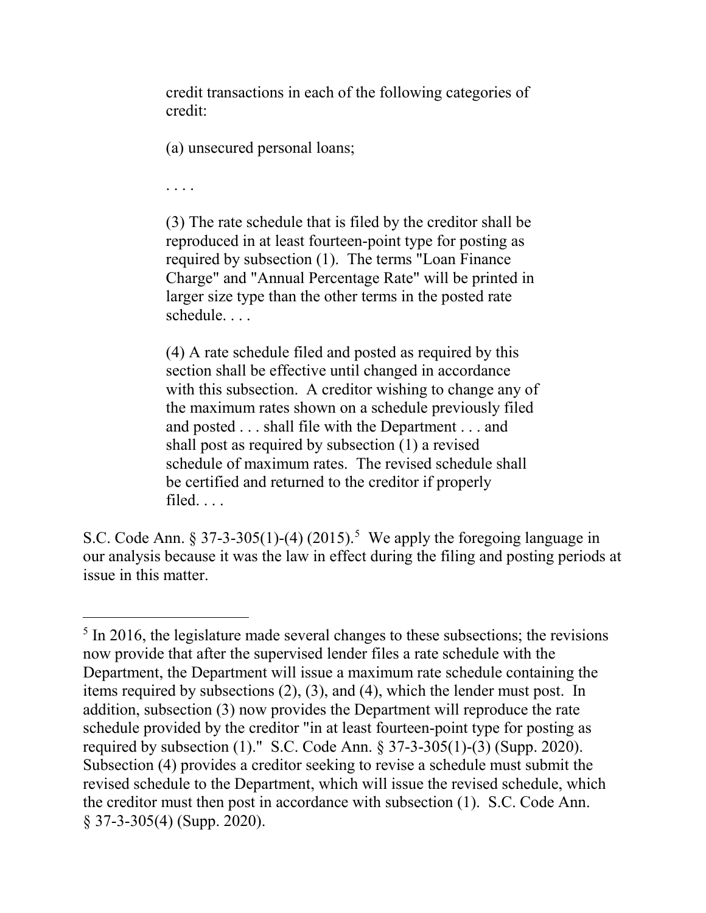> credit transactions in each of the following categories of credit:
>
> (a) unsecured personal loans;
>
> . . . .
>
> (3) The rate schedule that is filed by the creditor shall be reproduced in at least fourteen-point type for posting as required by subsection (1). The terms "Loan Finance Charge" and "Annual Percentage Rate" will be printed in larger size type than the other terms in the posted rate schedule. . . .
>
> (4) A rate schedule filed and posted as required by this section shall be effective until changed in accordance with this subsection. A creditor wishing to change any of the maximum rates shown on a schedule previously filed and posted . . . shall file with the Department . . . and shall post as required by subsection (1) a revised schedule of maximum rates. The revised schedule shall be certified and returned to the creditor if properly filed. . . .

S.C. Code Ann. § 37-3-305(1)-(4) (2015).[5] We apply the foregoing language in our analysis because it was the law in effect during the filing and posting periods at issue in this matter.

---

[5] In 2016, the legislature made several changes to these subsections; the revisions now provide that after the supervised lender files a rate schedule with the Department, the Department will issue a maximum rate schedule containing the items required by subsections (2), (3), and (4), which the lender must post. In addition, subsection (3) now provides the Department will reproduce the rate schedule provided by the creditor "in at least fourteen-point type for posting as required by subsection (1)." S.C. Code Ann. § 37-3-305(1)-(3) (Supp. 2020). Subsection (4) provides a creditor seeking to revise a schedule must submit the revised schedule to the Department, which will issue the revised schedule, which the creditor must then post in accordance with subsection (1). S.C. Code Ann. § 37-3-305(4) (Supp. 2020).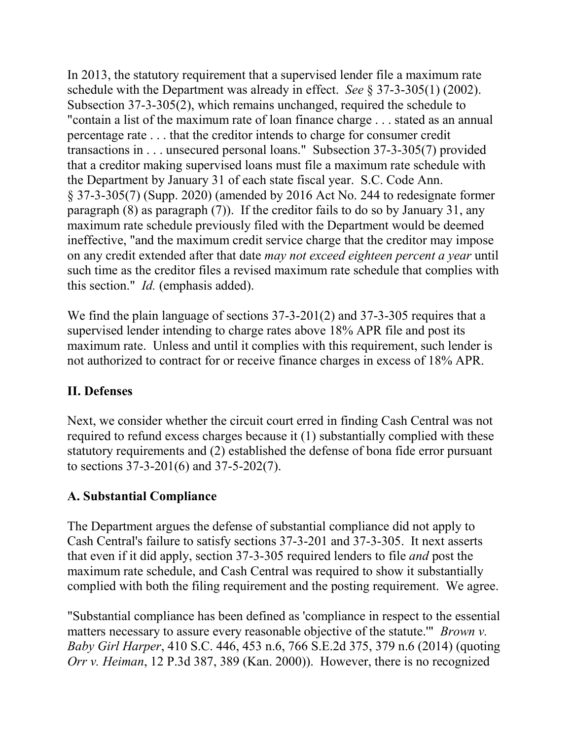In 2013, the statutory requirement that a supervised lender file a maximum rate schedule with the Department was already in effect. *See* § 37-3-305(1) (2002). Subsection 37-3-305(2), which remains unchanged, required the schedule to "contain a list of the maximum rate of loan finance charge . . . stated as an annual percentage rate . . . that the creditor intends to charge for consumer credit transactions in . . . unsecured personal loans." Subsection 37-3-305(7) provided that a creditor making supervised loans must file a maximum rate schedule with the Department by January 31 of each state fiscal year. S.C. Code Ann. § 37-3-305(7) (Supp. 2020) (amended by 2016 Act No. 244 to redesignate former paragraph (8) as paragraph (7)). If the creditor fails to do so by January 31, any maximum rate schedule previously filed with the Department would be deemed ineffective, "and the maximum credit service charge that the creditor may impose on any credit extended after that date *may not exceed eighteen percent a year* until such time as the creditor files a revised maximum rate schedule that complies with this section." *Id.* (emphasis added).

We find the plain language of sections 37-3-201(2) and 37-3-305 requires that a supervised lender intending to charge rates above 18% APR file and post its maximum rate. Unless and until it complies with this requirement, such lender is not authorized to contract for or receive finance charges in excess of 18% APR.

## II. Defenses

Next, we consider whether the circuit court erred in finding Cash Central was not required to refund excess charges because it (1) substantially complied with these statutory requirements and (2) established the defense of bona fide error pursuant to sections 37-3-201(6) and 37-5-202(7).

### A. Substantial Compliance

The Department argues the defense of substantial compliance did not apply to Cash Central's failure to satisfy sections 37-3-201 and 37-3-305. It next asserts that even if it did apply, section 37-3-305 required lenders to file *and* post the maximum rate schedule, and Cash Central was required to show it substantially complied with both the filing requirement and the posting requirement. We agree.

"Substantial compliance has been defined as 'compliance in respect to the essential matters necessary to assure every reasonable objective of the statute.'" *Brown v. Baby Girl Harper*, 410 S.C. 446, 453 n.6, 766 S.E.2d 375, 379 n.6 (2014) (quoting *Orr v. Heiman*, 12 P.3d 387, 389 (Kan. 2000)). However, there is no recognized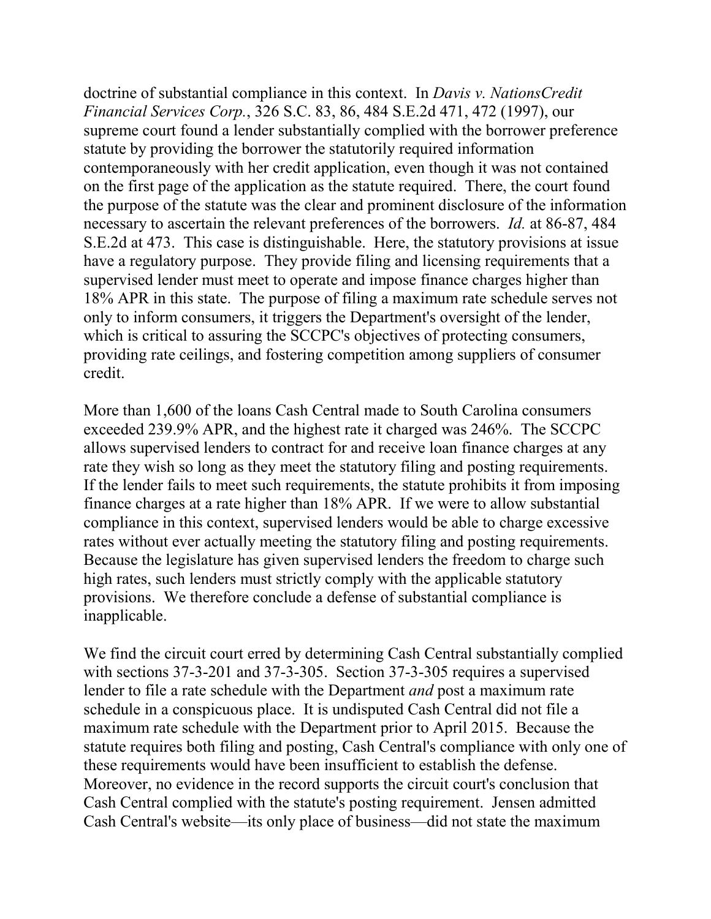doctrine of substantial compliance in this context. In *Davis v. NationsCredit Financial Services Corp.*, 326 S.C. 83, 86, 484 S.E.2d 471, 472 (1997), our supreme court found a lender substantially complied with the borrower preference statute by providing the borrower the statutorily required information contemporaneously with her credit application, even though it was not contained on the first page of the application as the statute required. There, the court found the purpose of the statute was the clear and prominent disclosure of the information necessary to ascertain the relevant preferences of the borrowers. *Id.* at 86-87, 484 S.E.2d at 473. This case is distinguishable. Here, the statutory provisions at issue have a regulatory purpose. They provide filing and licensing requirements that a supervised lender must meet to operate and impose finance charges higher than 18% APR in this state. The purpose of filing a maximum rate schedule serves not only to inform consumers, it triggers the Department's oversight of the lender, which is critical to assuring the SCCPC's objectives of protecting consumers, providing rate ceilings, and fostering competition among suppliers of consumer credit.

More than 1,600 of the loans Cash Central made to South Carolina consumers exceeded 239.9% APR, and the highest rate it charged was 246%. The SCCPC allows supervised lenders to contract for and receive loan finance charges at any rate they wish so long as they meet the statutory filing and posting requirements. If the lender fails to meet such requirements, the statute prohibits it from imposing finance charges at a rate higher than 18% APR. If we were to allow substantial compliance in this context, supervised lenders would be able to charge excessive rates without ever actually meeting the statutory filing and posting requirements. Because the legislature has given supervised lenders the freedom to charge such high rates, such lenders must strictly comply with the applicable statutory provisions. We therefore conclude a defense of substantial compliance is inapplicable.

We find the circuit court erred by determining Cash Central substantially complied with sections 37-3-201 and 37-3-305. Section 37-3-305 requires a supervised lender to file a rate schedule with the Department *and* post a maximum rate schedule in a conspicuous place. It is undisputed Cash Central did not file a maximum rate schedule with the Department prior to April 2015. Because the statute requires both filing and posting, Cash Central's compliance with only one of these requirements would have been insufficient to establish the defense. Moreover, no evidence in the record supports the circuit court's conclusion that Cash Central complied with the statute's posting requirement. Jensen admitted Cash Central's website—its only place of business—did not state the maximum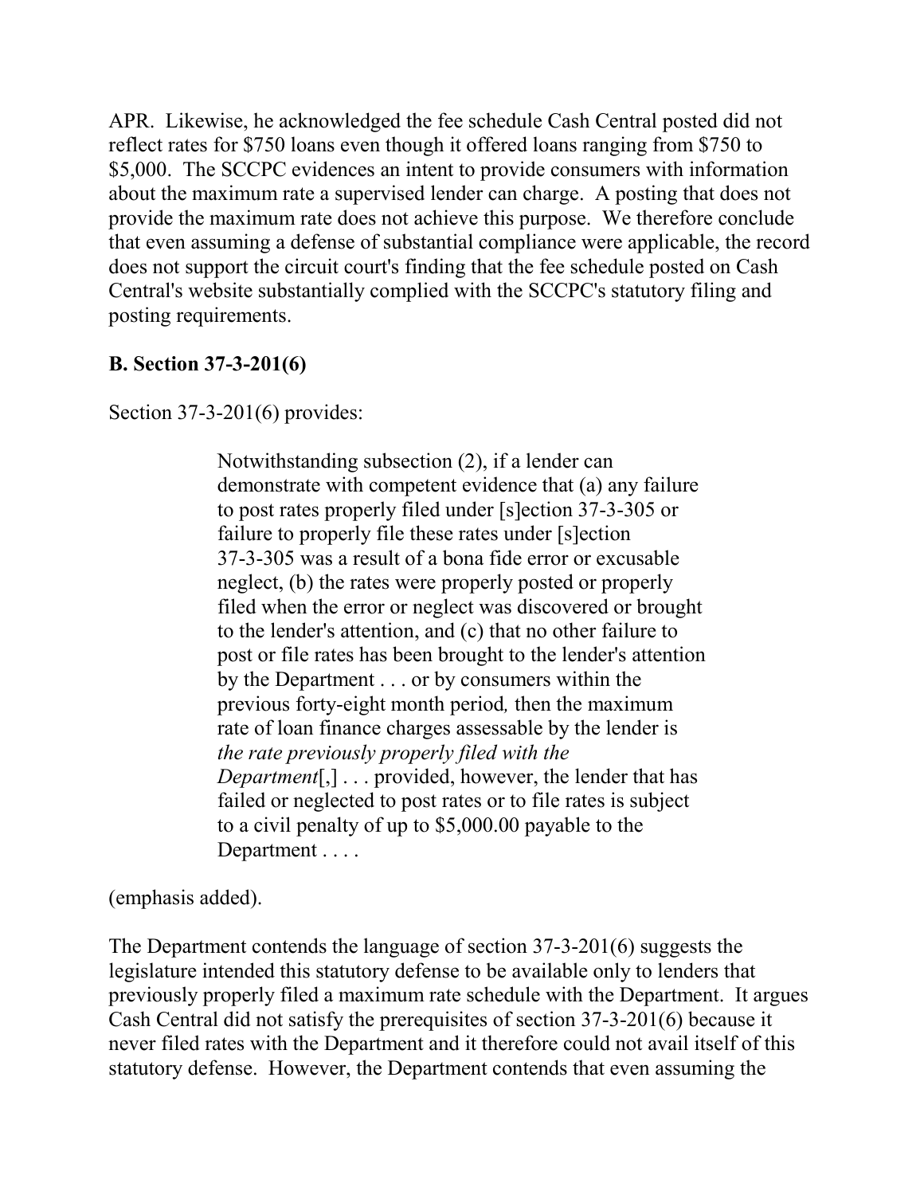APR. Likewise, he acknowledged the fee schedule Cash Central posted did not reflect rates for $750 loans even though it offered loans ranging from $750 to $5,000. The SCCPC evidences an intent to provide consumers with information about the maximum rate a supervised lender can charge. A posting that does not provide the maximum rate does not achieve this purpose. We therefore conclude that even assuming a defense of substantial compliance were applicable, the record does not support the circuit court's finding that the fee schedule posted on Cash Central's website substantially complied with the SCCPC's statutory filing and posting requirements.

**B. Section 37-3-201(6)**

Section 37-3-201(6) provides:

> Notwithstanding subsection (2), if a lender can demonstrate with competent evidence that (a) any failure to post rates properly filed under [s]ection 37-3-305 or failure to properly file these rates under [s]ection 37-3-305 was a result of a bona fide error or excusable neglect, (b) the rates were properly posted or properly filed when the error or neglect was discovered or brought to the lender's attention, and (c) that no other failure to post or file rates has been brought to the lender's attention by the Department . . . or by consumers within the previous forty-eight month period*,* then the maximum rate of loan finance charges assessable by the lender is *the rate previously properly filed with the Department*[,] . . . provided, however, the lender that has failed or neglected to post rates or to file rates is subject to a civil penalty of up to $5,000.00 payable to the Department . . . .

(emphasis added).

The Department contends the language of section 37-3-201(6) suggests the legislature intended this statutory defense to be available only to lenders that previously properly filed a maximum rate schedule with the Department. It argues Cash Central did not satisfy the prerequisites of section 37-3-201(6) because it never filed rates with the Department and it therefore could not avail itself of this statutory defense. However, the Department contends that even assuming the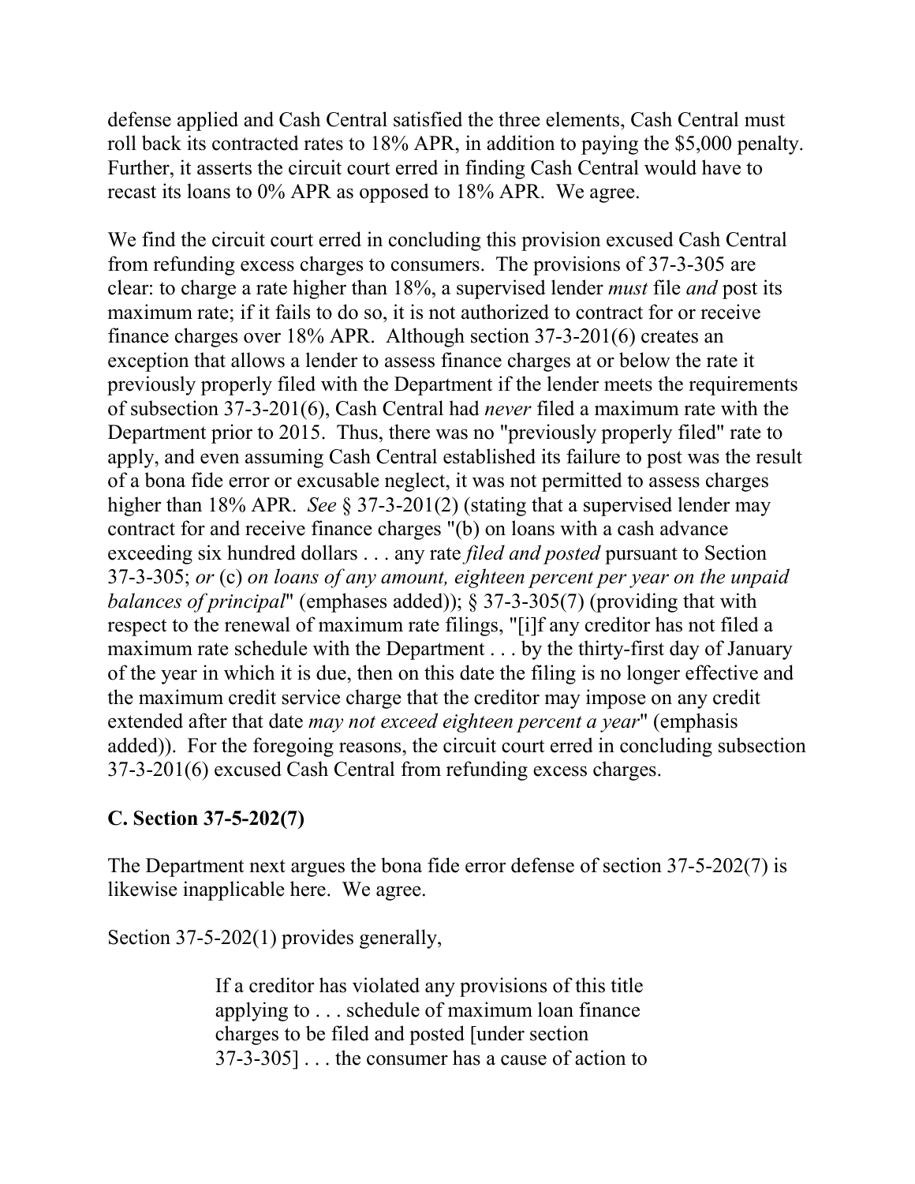defense applied and Cash Central satisfied the three elements, Cash Central must roll back its contracted rates to 18% APR, in addition to paying the $5,000 penalty. Further, it asserts the circuit court erred in finding Cash Central would have to recast its loans to 0% APR as opposed to 18% APR. We agree.

We find the circuit court erred in concluding this provision excused Cash Central from refunding excess charges to consumers. The provisions of 37-3-305 are clear: to charge a rate higher than 18%, a supervised lender *must* file *and* post its maximum rate; if it fails to do so, it is not authorized to contract for or receive finance charges over 18% APR. Although section 37-3-201(6) creates an exception that allows a lender to assess finance charges at or below the rate it previously properly filed with the Department if the lender meets the requirements of subsection 37-3-201(6), Cash Central had *never* filed a maximum rate with the Department prior to 2015. Thus, there was no "previously properly filed" rate to apply, and even assuming Cash Central established its failure to post was the result of a bona fide error or excusable neglect, it was not permitted to assess charges higher than 18% APR. *See* § 37-3-201(2) (stating that a supervised lender may contract for and receive finance charges "(b) on loans with a cash advance exceeding six hundred dollars . . . any rate *filed and posted* pursuant to Section 37-3-305; *or* (c) *on loans of any amount, eighteen percent per year on the unpaid balances of principal*" (emphases added)); § 37-3-305(7) (providing that with respect to the renewal of maximum rate filings, "[i]f any creditor has not filed a maximum rate schedule with the Department . . . by the thirty-first day of January of the year in which it is due, then on this date the filing is no longer effective and the maximum credit service charge that the creditor may impose on any credit extended after that date *may not exceed eighteen percent a year*" (emphasis added)). For the foregoing reasons, the circuit court erred in concluding subsection 37-3-201(6) excused Cash Central from refunding excess charges.

### C. Section 37-5-202(7)

The Department next argues the bona fide error defense of section 37-5-202(7) is likewise inapplicable here. We agree.

Section 37-5-202(1) provides generally,

> If a creditor has violated any provisions of this title applying to . . . schedule of maximum loan finance charges to be filed and posted [under section 37-3-305] . . . the consumer has a cause of action to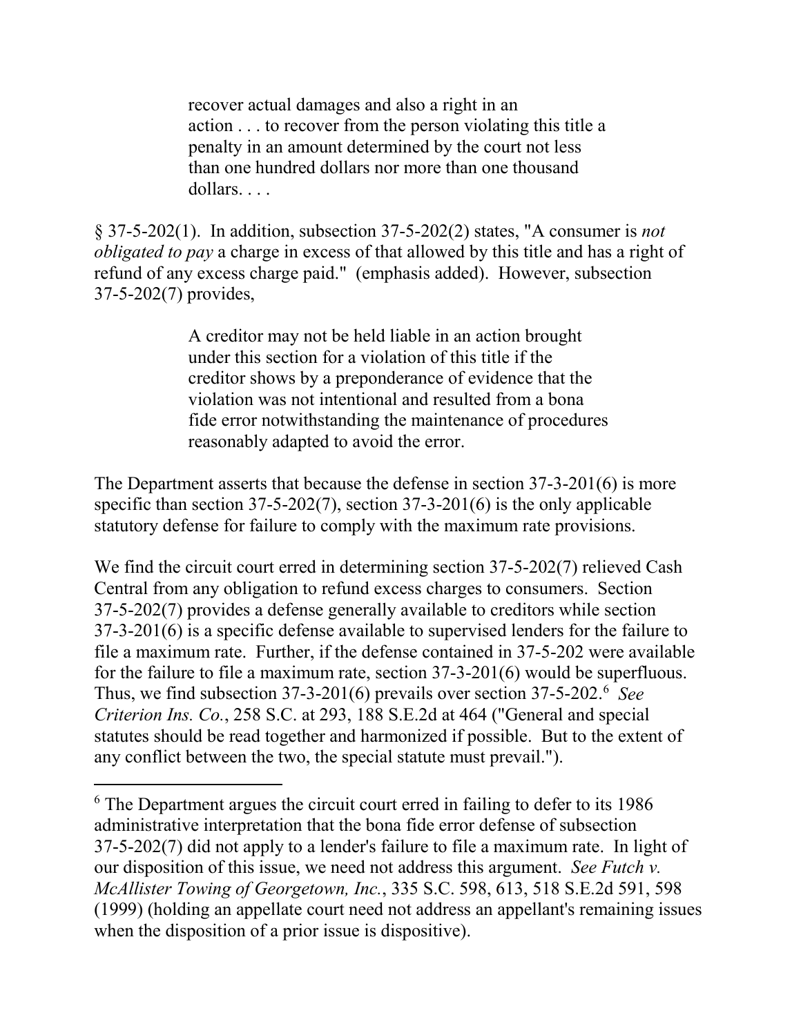> recover actual damages and also a right in an action . . . to recover from the person violating this title a penalty in an amount determined by the court not less than one hundred dollars nor more than one thousand dollars. . . .

§ 37-5-202(1). In addition, subsection 37-5-202(2) states, "A consumer is *not obligated to pay* a charge in excess of that allowed by this title and has a right of refund of any excess charge paid." (emphasis added). However, subsection 37-5-202(7) provides,

> A creditor may not be held liable in an action brought under this section for a violation of this title if the creditor shows by a preponderance of evidence that the violation was not intentional and resulted from a bona fide error notwithstanding the maintenance of procedures reasonably adapted to avoid the error.

The Department asserts that because the defense in section 37-3-201(6) is more specific than section 37-5-202(7), section 37-3-201(6) is the only applicable statutory defense for failure to comply with the maximum rate provisions.

We find the circuit court erred in determining section 37-5-202(7) relieved Cash Central from any obligation to refund excess charges to consumers. Section 37-5-202(7) provides a defense generally available to creditors while section 37-3-201(6) is a specific defense available to supervised lenders for the failure to file a maximum rate. Further, if the defense contained in 37-5-202 were available for the failure to file a maximum rate, section 37-3-201(6) would be superfluous. Thus, we find subsection 37-3-201(6) prevails over section 37-5-202.[6] *See Criterion Ins. Co.*, 258 S.C. at 293, 188 S.E.2d at 464 ("General and special statutes should be read together and harmonized if possible. But to the extent of any conflict between the two, the special statute must prevail.").

---

[6] The Department argues the circuit court erred in failing to defer to its 1986 administrative interpretation that the bona fide error defense of subsection 37-5-202(7) did not apply to a lender's failure to file a maximum rate. In light of our disposition of this issue, we need not address this argument. *See Futch v. McAllister Towing of Georgetown, Inc.*, 335 S.C. 598, 613, 518 S.E.2d 591, 598 (1999) (holding an appellate court need not address an appellant's remaining issues when the disposition of a prior issue is dispositive).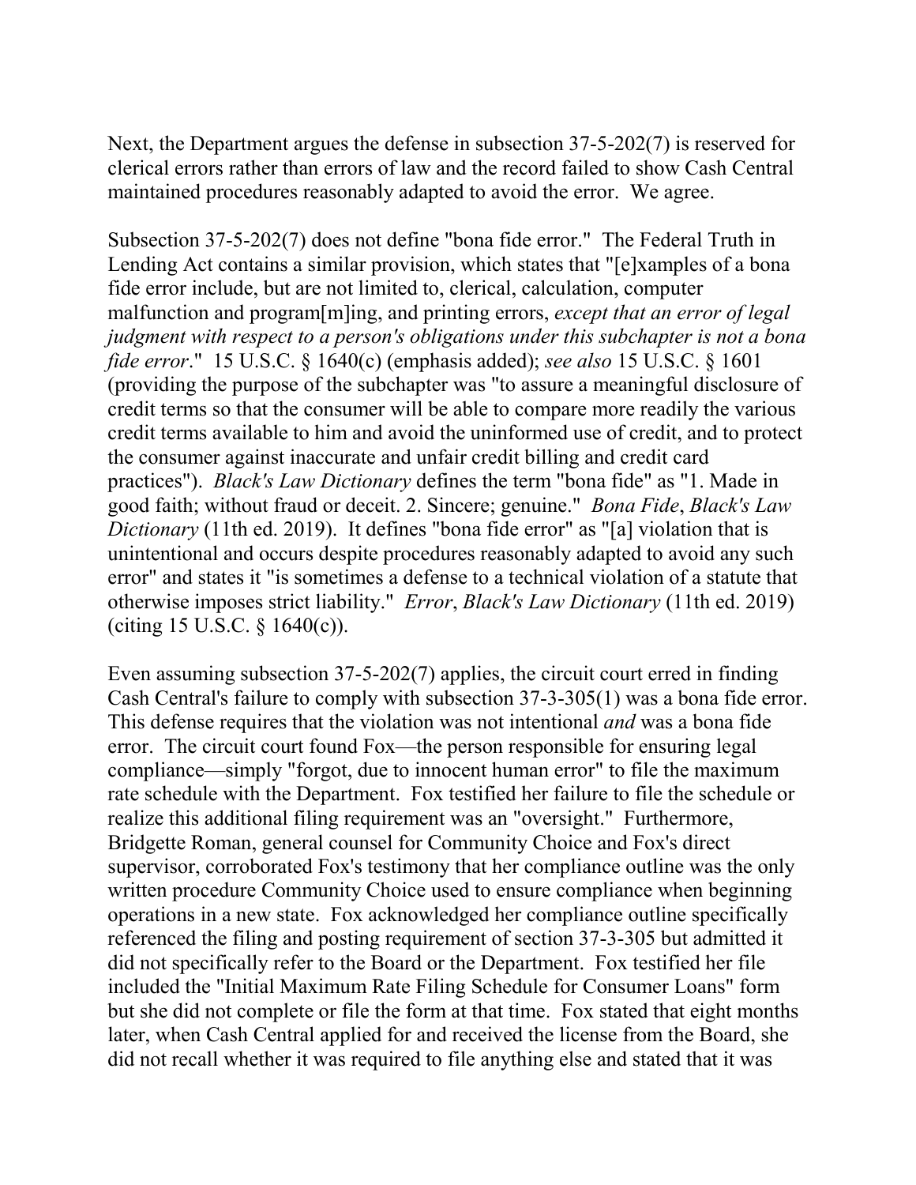Next, the Department argues the defense in subsection 37-5-202(7) is reserved for clerical errors rather than errors of law and the record failed to show Cash Central maintained procedures reasonably adapted to avoid the error. We agree.

Subsection 37-5-202(7) does not define "bona fide error." The Federal Truth in Lending Act contains a similar provision, which states that "[e]xamples of a bona fide error include, but are not limited to, clerical, calculation, computer malfunction and program[m]ing, and printing errors, *except that an error of legal judgment with respect to a person's obligations under this subchapter is not a bona fide error*." 15 U.S.C. § 1640(c) (emphasis added); *see also* 15 U.S.C. § 1601 (providing the purpose of the subchapter was "to assure a meaningful disclosure of credit terms so that the consumer will be able to compare more readily the various credit terms available to him and avoid the uninformed use of credit, and to protect the consumer against inaccurate and unfair credit billing and credit card practices"). *Black's Law Dictionary* defines the term "bona fide" as "1. Made in good faith; without fraud or deceit. 2. Sincere; genuine." *Bona Fide*, *Black's Law Dictionary* (11th ed. 2019). It defines "bona fide error" as "[a] violation that is unintentional and occurs despite procedures reasonably adapted to avoid any such error" and states it "is sometimes a defense to a technical violation of a statute that otherwise imposes strict liability." *Error*, *Black's Law Dictionary* (11th ed. 2019) (citing 15 U.S.C. § 1640(c)).

Even assuming subsection 37-5-202(7) applies, the circuit court erred in finding Cash Central's failure to comply with subsection 37-3-305(1) was a bona fide error. This defense requires that the violation was not intentional *and* was a bona fide error. The circuit court found Fox—the person responsible for ensuring legal compliance—simply "forgot, due to innocent human error" to file the maximum rate schedule with the Department. Fox testified her failure to file the schedule or realize this additional filing requirement was an "oversight." Furthermore, Bridgette Roman, general counsel for Community Choice and Fox's direct supervisor, corroborated Fox's testimony that her compliance outline was the only written procedure Community Choice used to ensure compliance when beginning operations in a new state. Fox acknowledged her compliance outline specifically referenced the filing and posting requirement of section 37-3-305 but admitted it did not specifically refer to the Board or the Department. Fox testified her file included the "Initial Maximum Rate Filing Schedule for Consumer Loans" form but she did not complete or file the form at that time. Fox stated that eight months later, when Cash Central applied for and received the license from the Board, she did not recall whether it was required to file anything else and stated that it was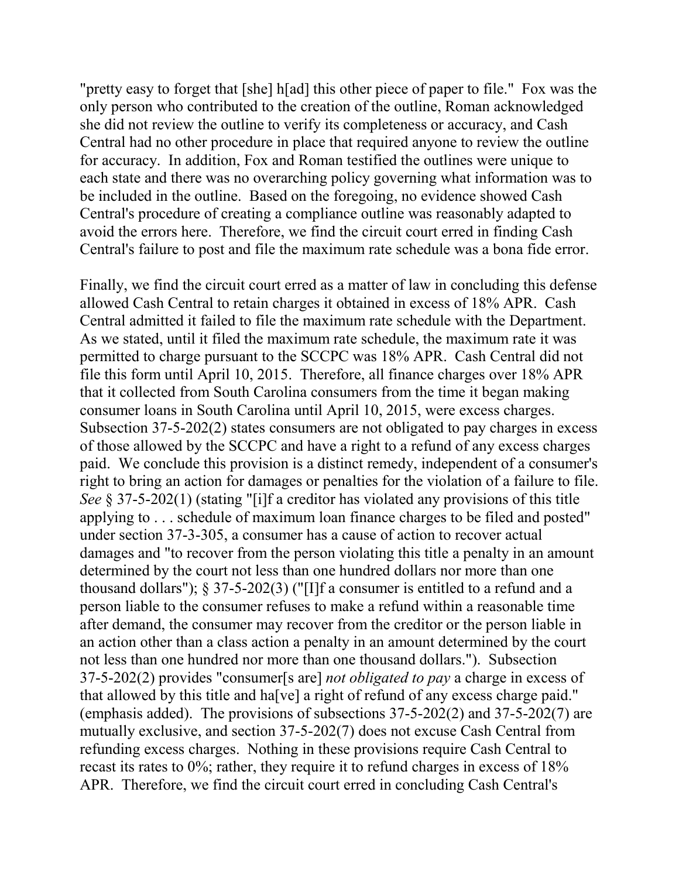"pretty easy to forget that [she] h[ad] this other piece of paper to file." Fox was the only person who contributed to the creation of the outline, Roman acknowledged she did not review the outline to verify its completeness or accuracy, and Cash Central had no other procedure in place that required anyone to review the outline for accuracy. In addition, Fox and Roman testified the outlines were unique to each state and there was no overarching policy governing what information was to be included in the outline. Based on the foregoing, no evidence showed Cash Central's procedure of creating a compliance outline was reasonably adapted to avoid the errors here. Therefore, we find the circuit court erred in finding Cash Central's failure to post and file the maximum rate schedule was a bona fide error.

Finally, we find the circuit court erred as a matter of law in concluding this defense allowed Cash Central to retain charges it obtained in excess of 18% APR. Cash Central admitted it failed to file the maximum rate schedule with the Department. As we stated, until it filed the maximum rate schedule, the maximum rate it was permitted to charge pursuant to the SCCPC was 18% APR. Cash Central did not file this form until April 10, 2015. Therefore, all finance charges over 18% APR that it collected from South Carolina consumers from the time it began making consumer loans in South Carolina until April 10, 2015, were excess charges. Subsection 37-5-202(2) states consumers are not obligated to pay charges in excess of those allowed by the SCCPC and have a right to a refund of any excess charges paid. We conclude this provision is a distinct remedy, independent of a consumer's right to bring an action for damages or penalties for the violation of a failure to file. *See* § 37-5-202(1) (stating "[i]f a creditor has violated any provisions of this title applying to . . . schedule of maximum loan finance charges to be filed and posted" under section 37-3-305, a consumer has a cause of action to recover actual damages and "to recover from the person violating this title a penalty in an amount determined by the court not less than one hundred dollars nor more than one thousand dollars"); § 37-5-202(3) ("[I]f a consumer is entitled to a refund and a person liable to the consumer refuses to make a refund within a reasonable time after demand, the consumer may recover from the creditor or the person liable in an action other than a class action a penalty in an amount determined by the court not less than one hundred nor more than one thousand dollars."). Subsection 37-5-202(2) provides "consumer[s are] *not obligated to pay* a charge in excess of that allowed by this title and ha[ve] a right of refund of any excess charge paid." (emphasis added). The provisions of subsections 37-5-202(2) and 37-5-202(7) are mutually exclusive, and section 37-5-202(7) does not excuse Cash Central from refunding excess charges. Nothing in these provisions require Cash Central to recast its rates to 0%; rather, they require it to refund charges in excess of 18% APR. Therefore, we find the circuit court erred in concluding Cash Central's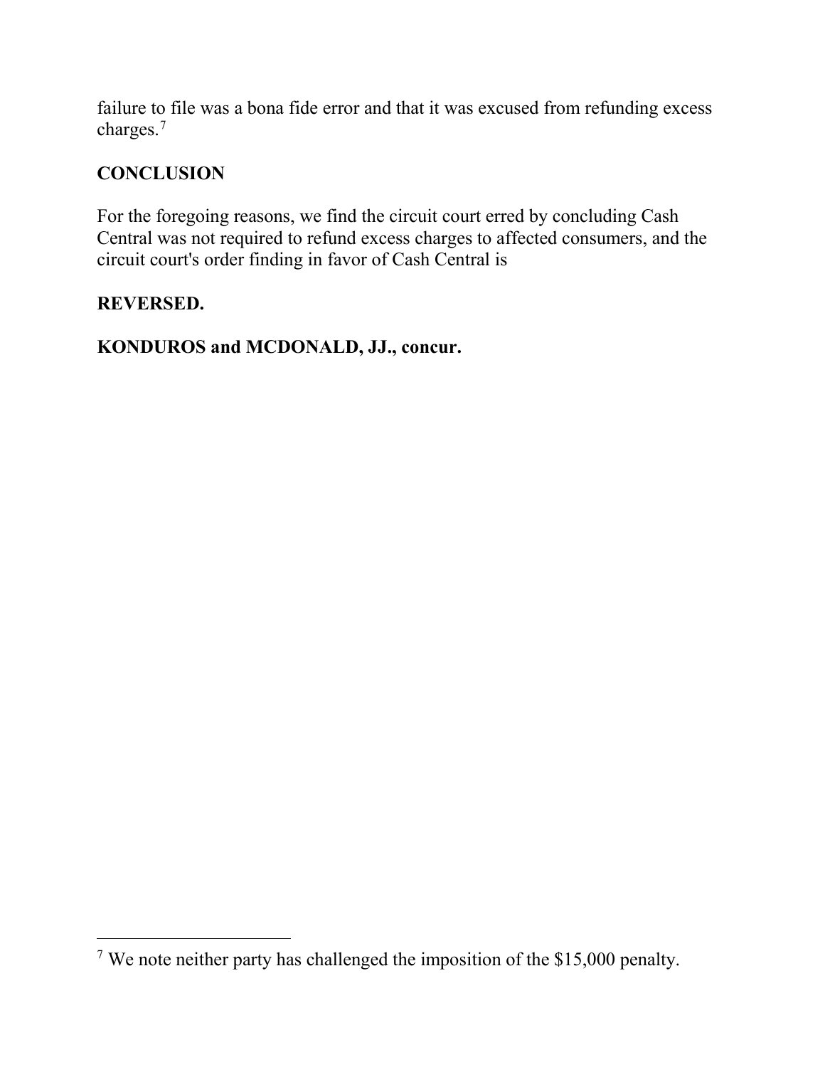failure to file was a bona fide error and that it was excused from refunding excess charges.[7]

## CONCLUSION

For the foregoing reasons, we find the circuit court erred by concluding Cash Central was not required to refund excess charges to affected consumers, and the circuit court's order finding in favor of Cash Central is

**REVERSED.**

**KONDUROS and MCDONALD, JJ., concur.**

---

[7] We note neither party has challenged the imposition of the $15,000 penalty.